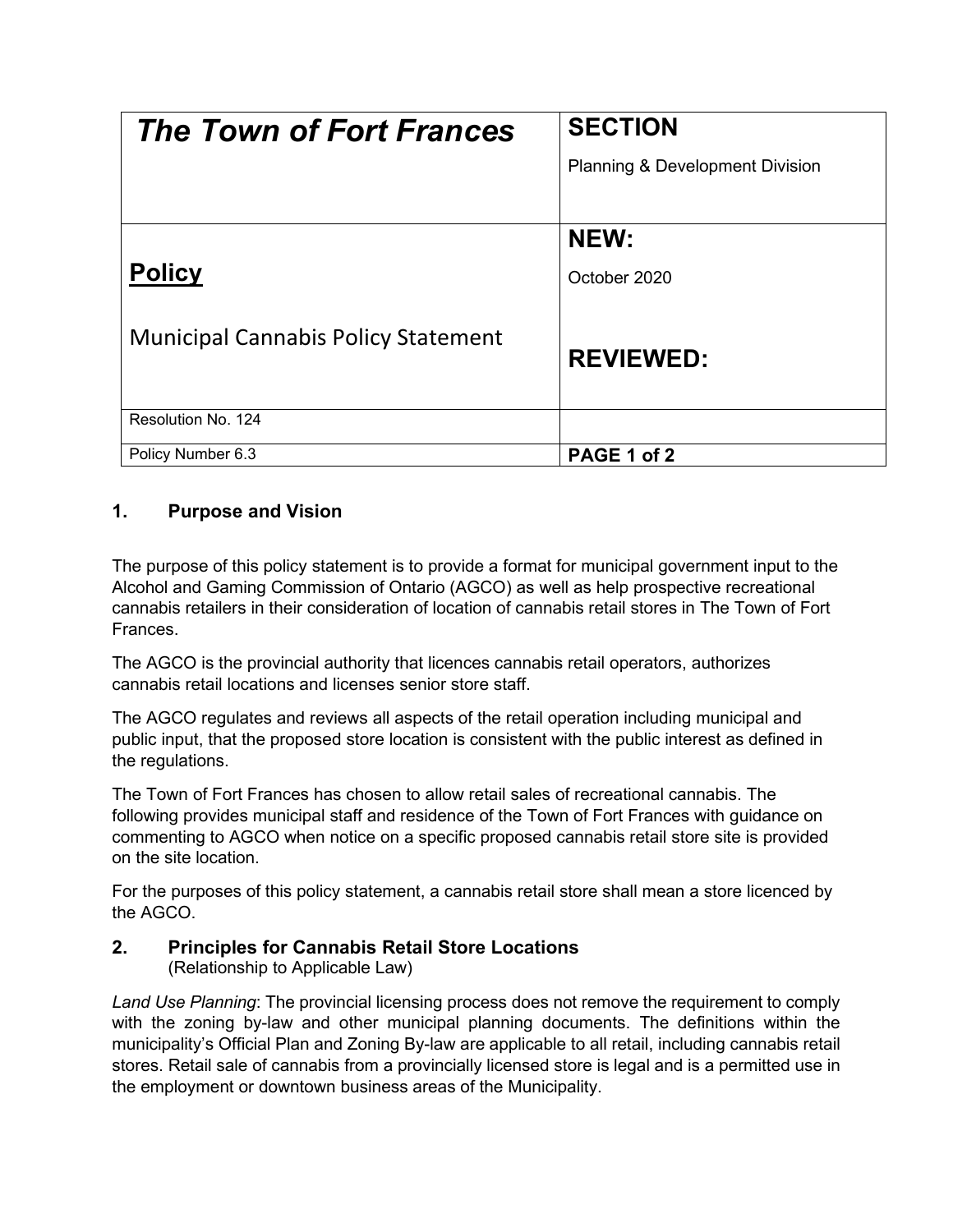| The Town of Fort Frances | SECTION<br>Planning & Development Division |
| --- | --- |
| **Policy**<br><br>Municipal Cannabis Policy Statement | **NEW:**<br>October 2020<br><br>**REVIEWED:** |
| Resolution No. 124 | |
| Policy Number 6.3 | PAGE 1 of 2 |

## 1. Purpose and Vision

The purpose of this policy statement is to provide a format for municipal government input to the Alcohol and Gaming Commission of Ontario (AGCO) as well as help prospective recreational cannabis retailers in their consideration of location of cannabis retail stores in The Town of Fort Frances.

The AGCO is the provincial authority that licences cannabis retail operators, authorizes cannabis retail locations and licenses senior store staff.

The AGCO regulates and reviews all aspects of the retail operation including municipal and public input, that the proposed store location is consistent with the public interest as defined in the regulations.

The Town of Fort Frances has chosen to allow retail sales of recreational cannabis. The following provides municipal staff and residence of the Town of Fort Frances with guidance on commenting to AGCO when notice on a specific proposed cannabis retail store site is provided on the site location.

For the purposes of this policy statement, a cannabis retail store shall mean a store licenced by the AGCO.

## 2. Principles for Cannabis Retail Store Locations

(Relationship to Applicable Law)

*Land Use Planning*: The provincial licensing process does not remove the requirement to comply with the zoning by-law and other municipal planning documents. The definitions within the municipality's Official Plan and Zoning By-law are applicable to all retail, including cannabis retail stores. Retail sale of cannabis from a provincially licensed store is legal and is a permitted use in the employment or downtown business areas of the Municipality.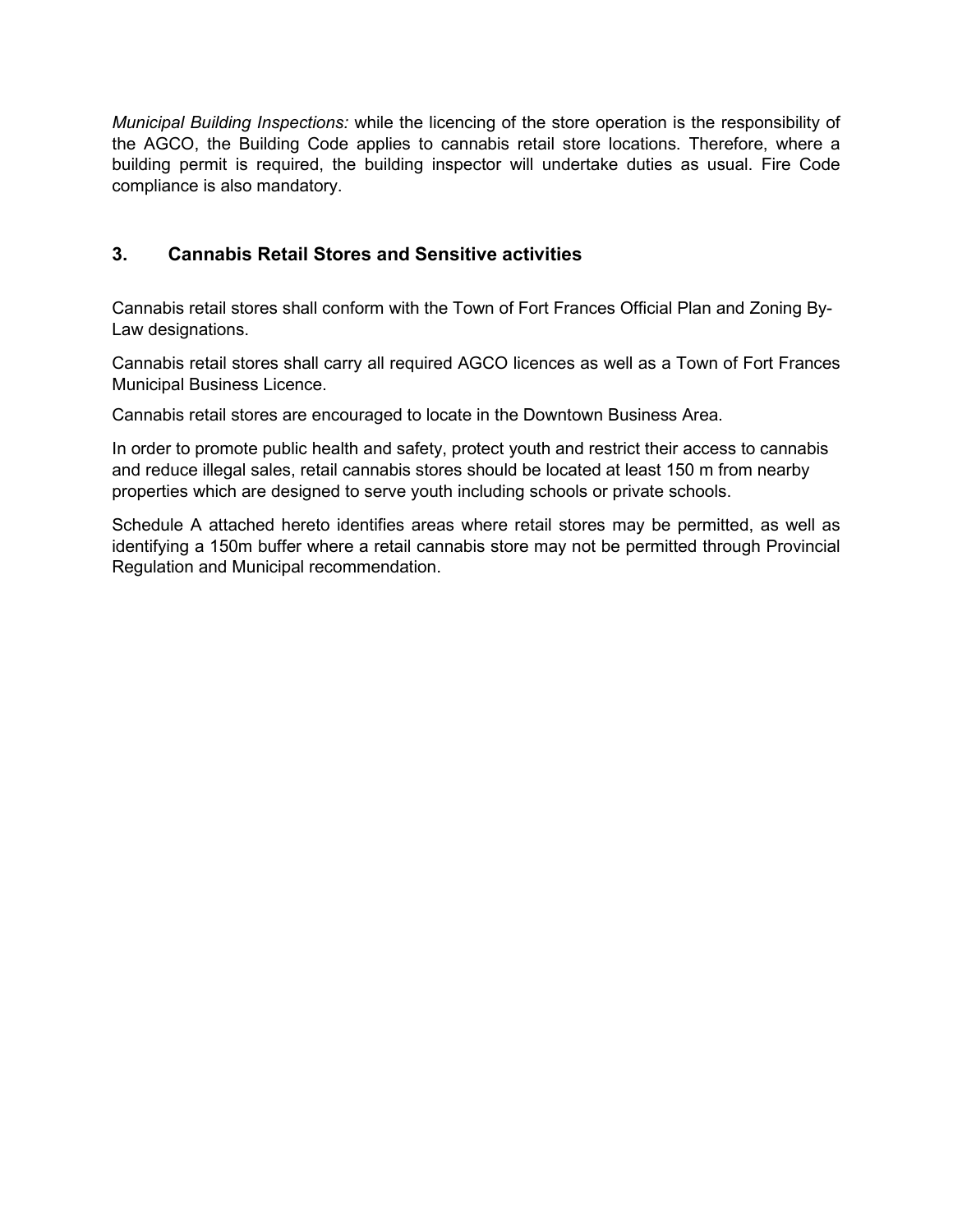*Municipal Building Inspections:* while the licencing of the store operation is the responsibility of the AGCO, the Building Code applies to cannabis retail store locations. Therefore, where a building permit is required, the building inspector will undertake duties as usual. Fire Code compliance is also mandatory.

## 3. Cannabis Retail Stores and Sensitive activities

Cannabis retail stores shall conform with the Town of Fort Frances Official Plan and Zoning By-Law designations.

Cannabis retail stores shall carry all required AGCO licences as well as a Town of Fort Frances Municipal Business Licence.

Cannabis retail stores are encouraged to locate in the Downtown Business Area.

In order to promote public health and safety, protect youth and restrict their access to cannabis and reduce illegal sales, retail cannabis stores should be located at least 150 m from nearby properties which are designed to serve youth including schools or private schools.

Schedule A attached hereto identifies areas where retail stores may be permitted, as well as identifying a 150m buffer where a retail cannabis store may not be permitted through Provincial Regulation and Municipal recommendation.